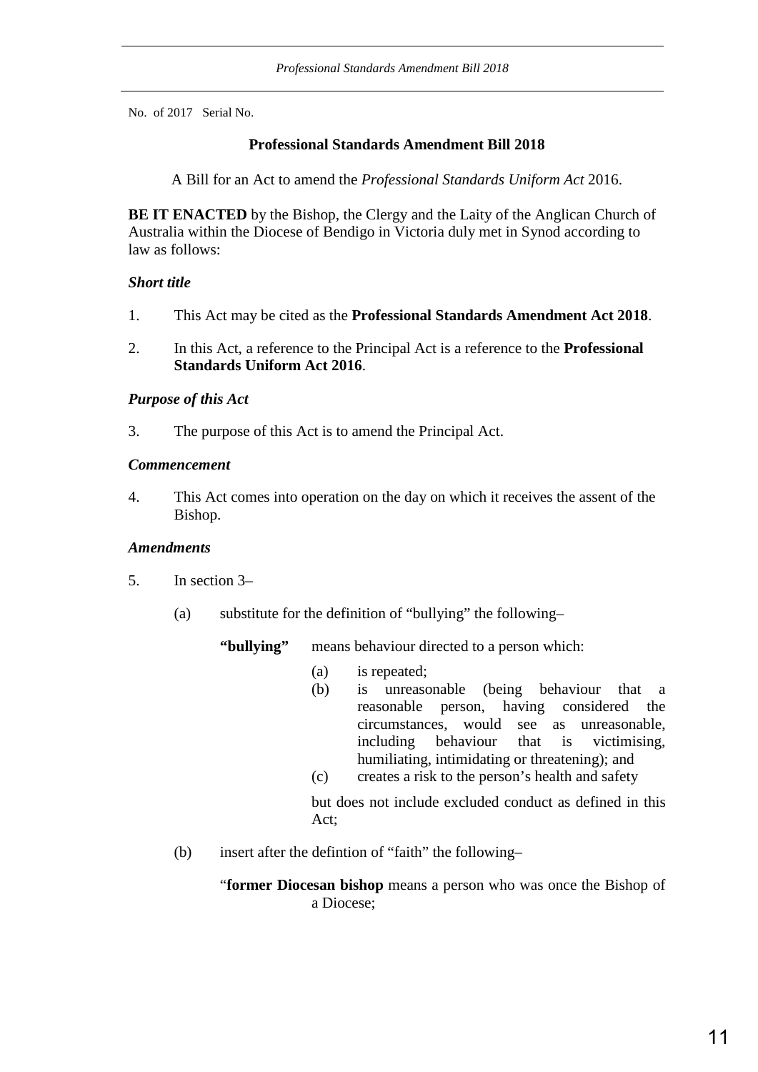No. of 2017 Serial No.

**Professional Standards Amendment Bill 2018**

A Bill for an Act to amend the *Professional Standards Uniform Act* 2016.

**BE IT ENACTED** by the Bishop, the Clergy and the Laity of the Anglican Church of Australia within the Diocese of Bendigo in Victoria duly met in Synod according to law as follows:

***Short title***

1. This Act may be cited as the **Professional Standards Amendment Act 2018**.

2. In this Act, a reference to the Principal Act is a reference to the **Professional Standards Uniform Act 2016**.

***Purpose of this Act***

3. The purpose of this Act is to amend the Principal Act.

***Commencement***

4. This Act comes into operation on the day on which it receives the assent of the Bishop.

***Amendments***

5. In section 3–

   (a) substitute for the definition of "bullying" the following–

   **"bullying"** means behaviour directed to a person which:

   (a) is repeated;
   (b) is unreasonable (being behaviour that a reasonable person, having considered the circumstances, would see as unreasonable, including behaviour that is victimising, humiliating, intimidating or threatening); and
   (c) creates a risk to the person's health and safety

   but does not include excluded conduct as defined in this Act;

   (b) insert after the defintion of "faith" the following–

   "**former Diocesan bishop** means a person who was once the Bishop of a Diocese;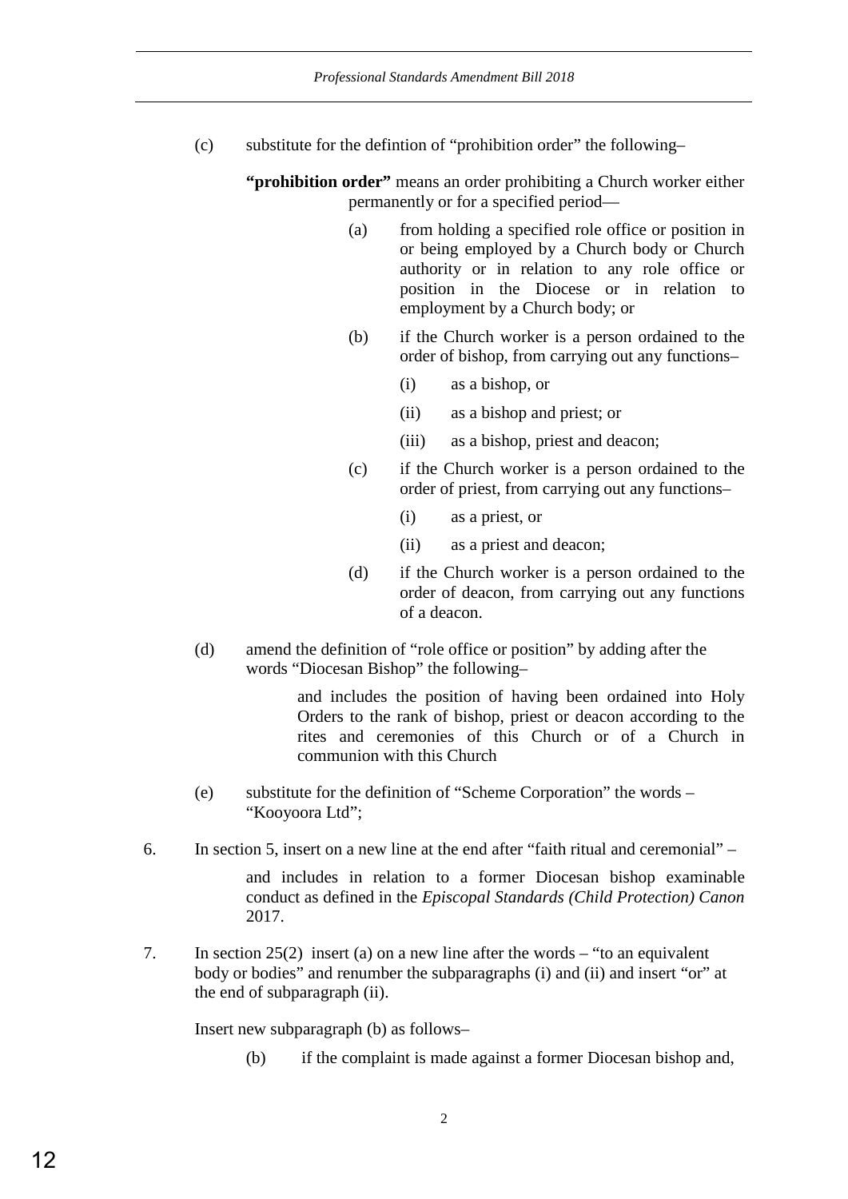(c) substitute for the defintion of “prohibition order” the following–

> **“prohibition order”** means an order prohibiting a Church worker either permanently or for a specified period—
>
> (a) from holding a specified role office or position in or being employed by a Church body or Church authority or in relation to any role office or position in the Diocese or in relation to employment by a Church body; or
>
> (b) if the Church worker is a person ordained to the order of bishop, from carrying out any functions–
>
> (i) as a bishop, or
>
> (ii) as a bishop and priest; or
>
> (iii) as a bishop, priest and deacon;
>
> (c) if the Church worker is a person ordained to the order of priest, from carrying out any functions–
>
> (i) as a priest, or
>
> (ii) as a priest and deacon;
>
> (d) if the Church worker is a person ordained to the order of deacon, from carrying out any functions of a deacon.

(d) amend the definition of “role office or position” by adding after the words “Diocesan Bishop” the following–

> and includes the position of having been ordained into Holy Orders to the rank of bishop, priest or deacon according to the rites and ceremonies of this Church or of a Church in communion with this Church

(e) substitute for the definition of “Scheme Corporation” the words – “Kooyoora Ltd”;

6. In section 5, insert on a new line at the end after “faith ritual and ceremonial” –

> and includes in relation to a former Diocesan bishop examinable conduct as defined in the *Episcopal Standards (Child Protection) Canon* 2017.

7. In section 25(2) insert (a) on a new line after the words – “to an equivalent body or bodies” and renumber the subparagraphs (i) and (ii) and insert “or” at the end of subparagraph (ii).

Insert new subparagraph (b) as follows–

> (b) if the complaint is made against a former Diocesan bishop and,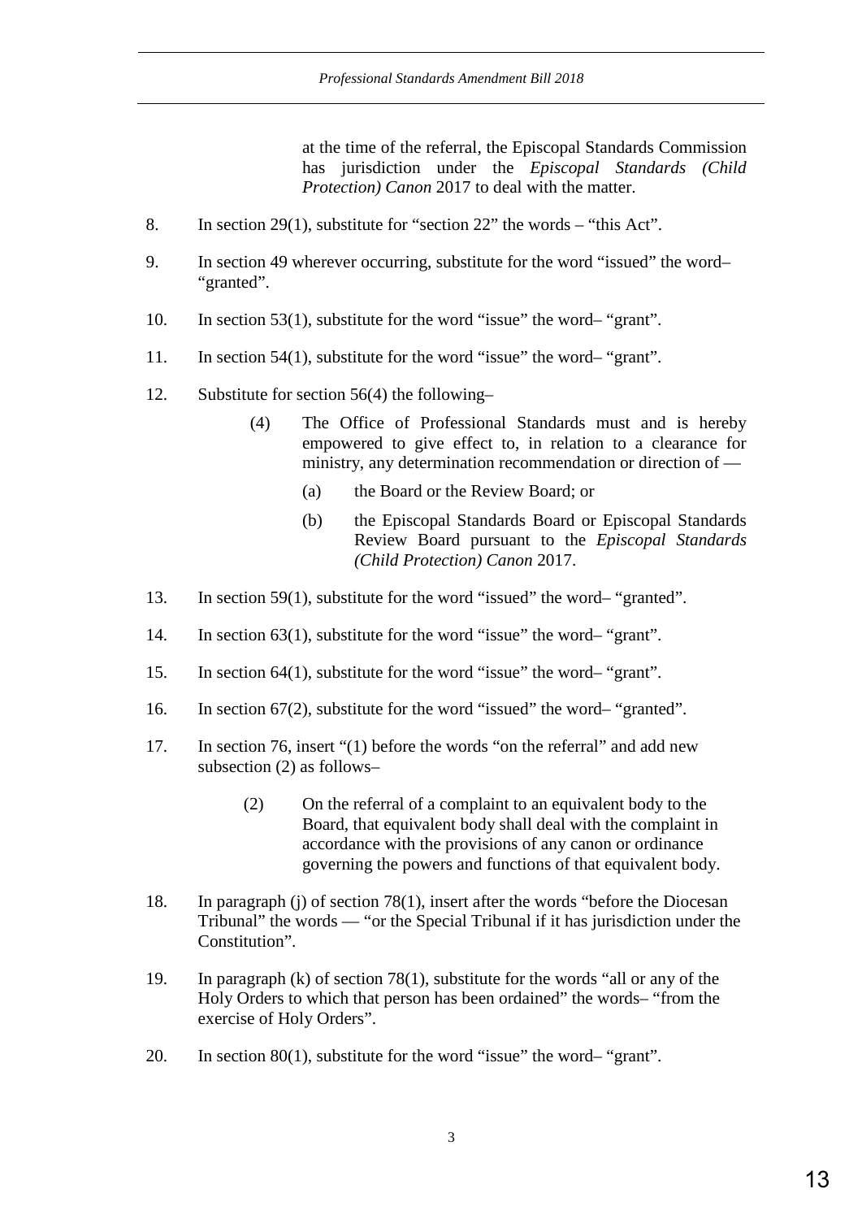at the time of the referral, the Episcopal Standards Commission has jurisdiction under the *Episcopal Standards (Child Protection) Canon* 2017 to deal with the matter.

8. In section 29(1), substitute for "section 22" the words – "this Act".

9. In section 49 wherever occurring, substitute for the word "issued" the word– "granted".

10. In section 53(1), substitute for the word "issue" the word– "grant".

11. In section 54(1), substitute for the word "issue" the word– "grant".

12. Substitute for section 56(4) the following–

    (4) The Office of Professional Standards must and is hereby empowered to give effect to, in relation to a clearance for ministry, any determination recommendation or direction of —

    (a) the Board or the Review Board; or

    (b) the Episcopal Standards Board or Episcopal Standards Review Board pursuant to the *Episcopal Standards (Child Protection) Canon* 2017.

13. In section 59(1), substitute for the word "issued" the word– "granted".

14. In section 63(1), substitute for the word "issue" the word– "grant".

15. In section 64(1), substitute for the word "issue" the word– "grant".

16. In section 67(2), substitute for the word "issued" the word– "granted".

17. In section 76, insert "(1) before the words "on the referral" and add new subsection (2) as follows–

    (2) On the referral of a complaint to an equivalent body to the Board, that equivalent body shall deal with the complaint in accordance with the provisions of any canon or ordinance governing the powers and functions of that equivalent body.

18. In paragraph (j) of section 78(1), insert after the words "before the Diocesan Tribunal" the words — "or the Special Tribunal if it has jurisdiction under the Constitution".

19. In paragraph (k) of section 78(1), substitute for the words "all or any of the Holy Orders to which that person has been ordained" the words– "from the exercise of Holy Orders".

20. In section 80(1), substitute for the word "issue" the word– "grant".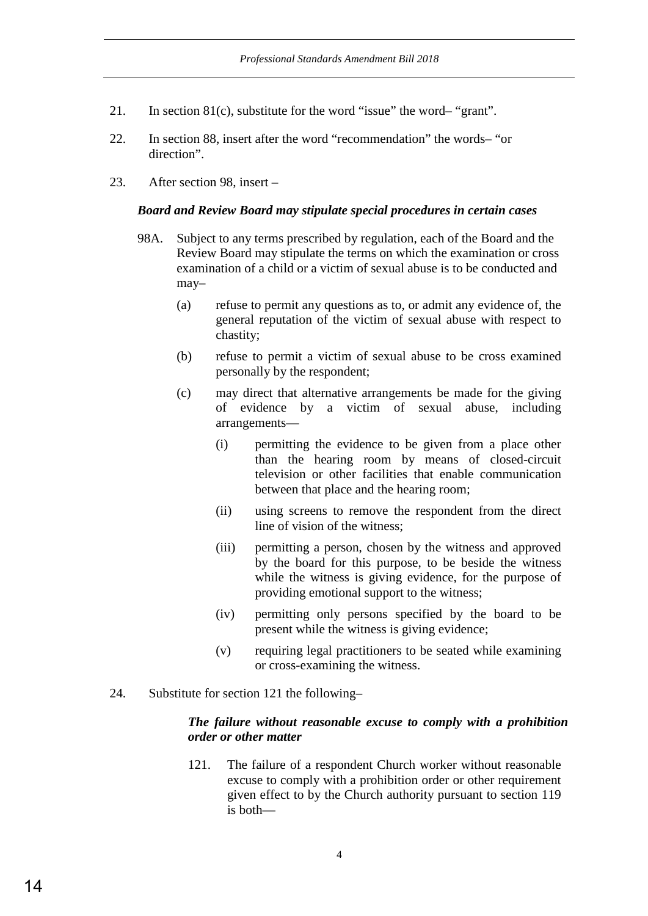21. In section 81(c), substitute for the word "issue" the word– "grant".

22. In section 88, insert after the word "recommendation" the words– "or direction".

23. After section 98, insert –

***Board and Review Board may stipulate special procedures in certain cases***

98A. Subject to any terms prescribed by regulation, each of the Board and the Review Board may stipulate the terms on which the examination or cross examination of a child or a victim of sexual abuse is to be conducted and may–

(a) refuse to permit any questions as to, or admit any evidence of, the general reputation of the victim of sexual abuse with respect to chastity;

(b) refuse to permit a victim of sexual abuse to be cross examined personally by the respondent;

(c) may direct that alternative arrangements be made for the giving of evidence by a victim of sexual abuse, including arrangements—

(i) permitting the evidence to be given from a place other than the hearing room by means of closed-circuit television or other facilities that enable communication between that place and the hearing room;

(ii) using screens to remove the respondent from the direct line of vision of the witness;

(iii) permitting a person, chosen by the witness and approved by the board for this purpose, to be beside the witness while the witness is giving evidence, for the purpose of providing emotional support to the witness;

(iv) permitting only persons specified by the board to be present while the witness is giving evidence;

(v) requiring legal practitioners to be seated while examining or cross-examining the witness.

24. Substitute for section 121 the following–

***The failure without reasonable excuse to comply with a prohibition order or other matter***

121. The failure of a respondent Church worker without reasonable excuse to comply with a prohibition order or other requirement given effect to by the Church authority pursuant to section 119 is both—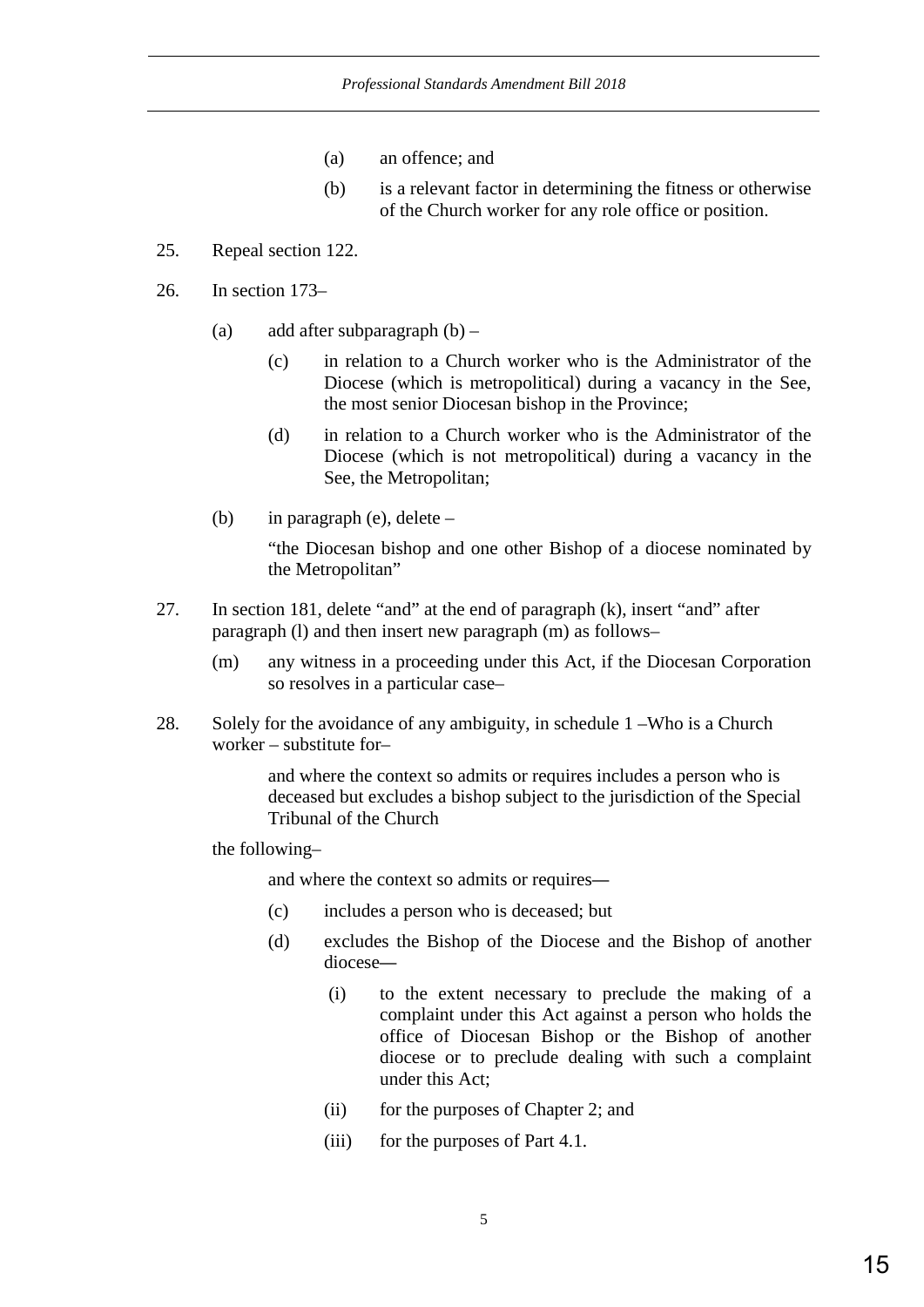(a) an offence; and

(b) is a relevant factor in determining the fitness or otherwise of the Church worker for any role office or position.

25. Repeal section 122.

26. In section 173–

   (a) add after subparagraph (b) –

      (c) in relation to a Church worker who is the Administrator of the Diocese (which is metropolitical) during a vacancy in the See, the most senior Diocesan bishop in the Province;

      (d) in relation to a Church worker who is the Administrator of the Diocese (which is not metropolitical) during a vacancy in the See, the Metropolitan;

   (b) in paragraph (e), delete –

      "the Diocesan bishop and one other Bishop of a diocese nominated by the Metropolitan"

27. In section 181, delete "and" at the end of paragraph (k), insert "and" after paragraph (l) and then insert new paragraph (m) as follows–

   (m) any witness in a proceeding under this Act, if the Diocesan Corporation so resolves in a particular case–

28. Solely for the avoidance of any ambiguity, in schedule 1 –Who is a Church worker – substitute for–

   and where the context so admits or requires includes a person who is deceased but excludes a bishop subject to the jurisdiction of the Special Tribunal of the Church

   the following–

   and where the context so admits or requires—

   (c) includes a person who is deceased; but

   (d) excludes the Bishop of the Diocese and the Bishop of another diocese—

      (i) to the extent necessary to preclude the making of a complaint under this Act against a person who holds the office of Diocesan Bishop or the Bishop of another diocese or to preclude dealing with such a complaint under this Act;

      (ii) for the purposes of Chapter 2; and

      (iii) for the purposes of Part 4.1.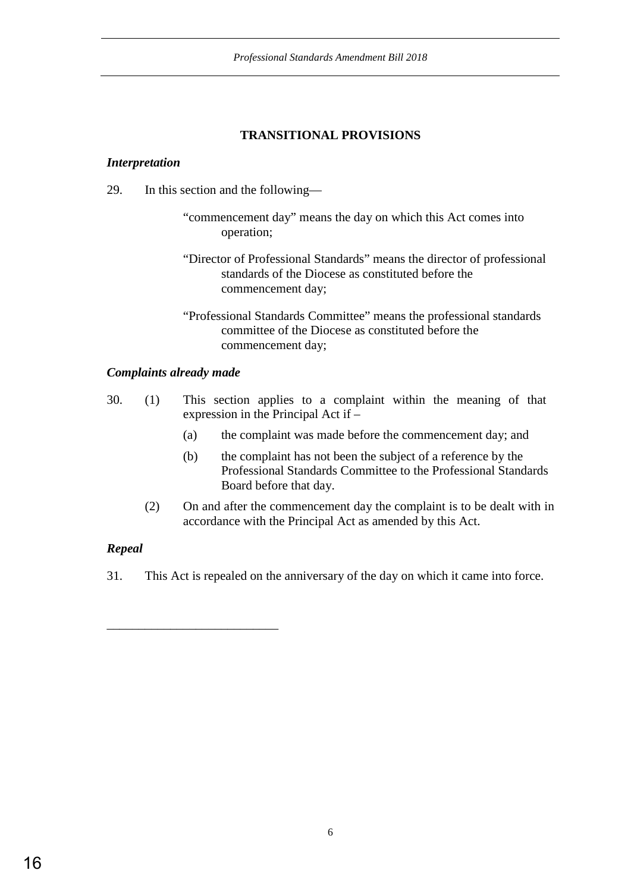## TRANSITIONAL PROVISIONS

***Interpretation***

29. In this section and the following—

"commencement day" means the day on which this Act comes into operation;

"Director of Professional Standards" means the director of professional standards of the Diocese as constituted before the commencement day;

"Professional Standards Committee" means the professional standards committee of the Diocese as constituted before the commencement day;

***Complaints already made***

30. (1) This section applies to a complaint within the meaning of that expression in the Principal Act if –

(a) the complaint was made before the commencement day; and

(b) the complaint has not been the subject of a reference by the Professional Standards Committee to the Professional Standards Board before that day.

(2) On and after the commencement day the complaint is to be dealt with in accordance with the Principal Act as amended by this Act.

***Repeal***

31. This Act is repealed on the anniversary of the day on which it came into force.

___________________________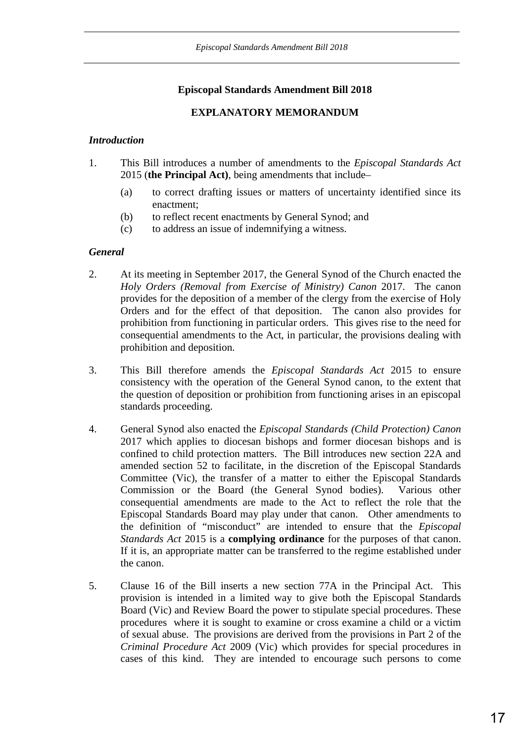## Episcopal Standards Amendment Bill 2018

## EXPLANATORY MEMORANDUM

### *Introduction*

1. This Bill introduces a number of amendments to the *Episcopal Standards Act* 2015 (**the Principal Act)**, being amendments that include–
   (a) to correct drafting issues or matters of uncertainty identified since its enactment;
   (b) to reflect recent enactments by General Synod; and
   (c) to address an issue of indemnifying a witness.

### *General*

2. At its meeting in September 2017, the General Synod of the Church enacted the *Holy Orders (Removal from Exercise of Ministry) Canon* 2017. The canon provides for the deposition of a member of the clergy from the exercise of Holy Orders and for the effect of that deposition. The canon also provides for prohibition from functioning in particular orders. This gives rise to the need for consequential amendments to the Act, in particular, the provisions dealing with prohibition and deposition.

3. This Bill therefore amends the *Episcopal Standards Act* 2015 to ensure consistency with the operation of the General Synod canon, to the extent that the question of deposition or prohibition from functioning arises in an episcopal standards proceeding.

4. General Synod also enacted the *Episcopal Standards (Child Protection) Canon* 2017 which applies to diocesan bishops and former diocesan bishops and is confined to child protection matters. The Bill introduces new section 22A and amended section 52 to facilitate, in the discretion of the Episcopal Standards Committee (Vic), the transfer of a matter to either the Episcopal Standards Commission or the Board (the General Synod bodies). Various other consequential amendments are made to the Act to reflect the role that the Episcopal Standards Board may play under that canon. Other amendments to the definition of "misconduct" are intended to ensure that the *Episcopal Standards Act* 2015 is a **complying ordinance** for the purposes of that canon. If it is, an appropriate matter can be transferred to the regime established under the canon.

5. Clause 16 of the Bill inserts a new section 77A in the Principal Act. This provision is intended in a limited way to give both the Episcopal Standards Board (Vic) and Review Board the power to stipulate special procedures. These procedures where it is sought to examine or cross examine a child or a victim of sexual abuse. The provisions are derived from the provisions in Part 2 of the *Criminal Procedure Act* 2009 (Vic) which provides for special procedures in cases of this kind. They are intended to encourage such persons to come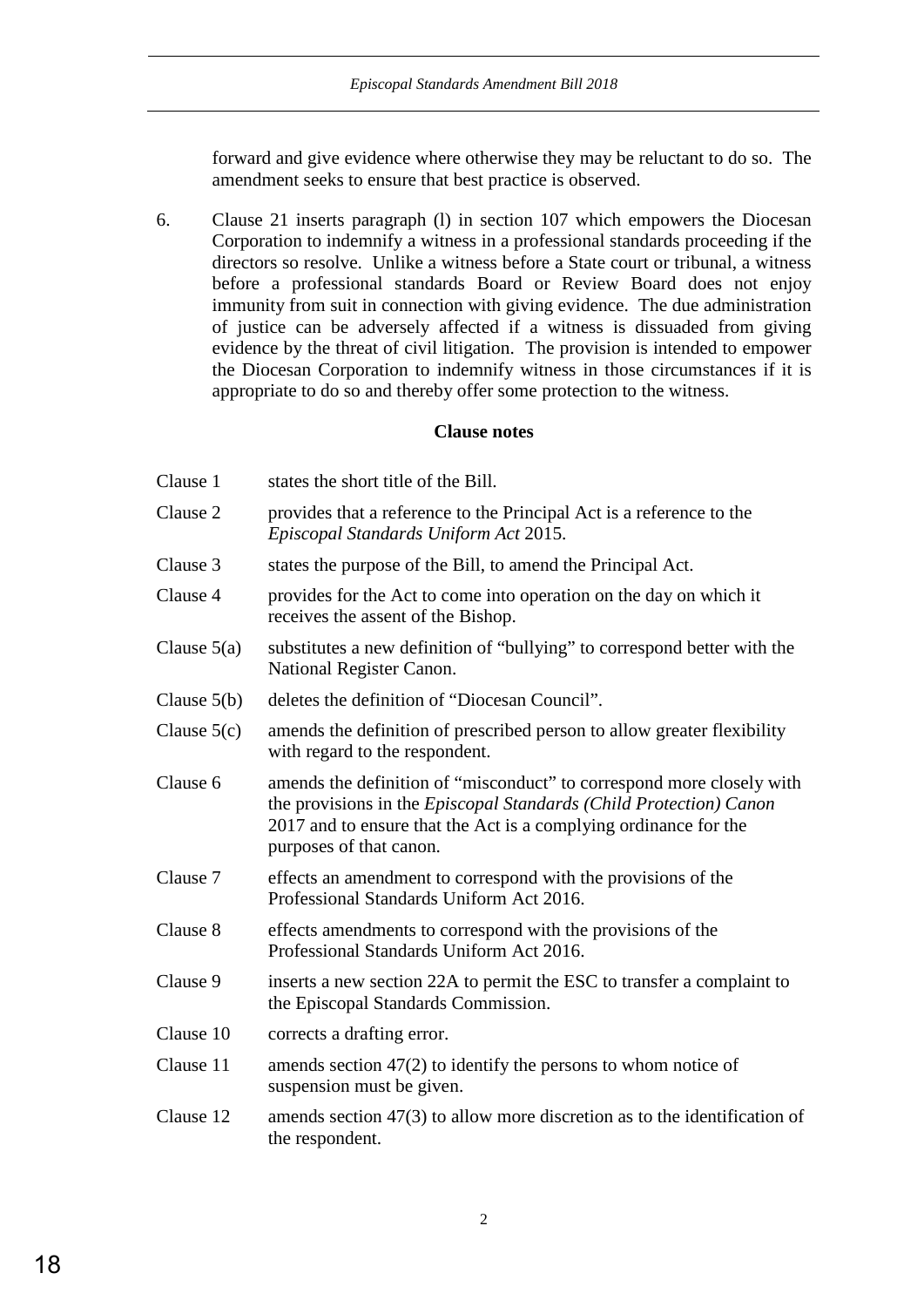forward and give evidence where otherwise they may be reluctant to do so. The amendment seeks to ensure that best practice is observed.

6. Clause 21 inserts paragraph (l) in section 107 which empowers the Diocesan Corporation to indemnify a witness in a professional standards proceeding if the directors so resolve. Unlike a witness before a State court or tribunal, a witness before a professional standards Board or Review Board does not enjoy immunity from suit in connection with giving evidence. The due administration of justice can be adversely affected if a witness is dissuaded from giving evidence by the threat of civil litigation. The provision is intended to empower the Diocesan Corporation to indemnify witness in those circumstances if it is appropriate to do so and thereby offer some protection to the witness.

**Clause notes**

| | |
|---|---|
| Clause 1 | states the short title of the Bill. |
| Clause 2 | provides that a reference to the Principal Act is a reference to the *Episcopal Standards Uniform Act* 2015. |
| Clause 3 | states the purpose of the Bill, to amend the Principal Act. |
| Clause 4 | provides for the Act to come into operation on the day on which it receives the assent of the Bishop. |
| Clause 5(a) | substitutes a new definition of "bullying" to correspond better with the National Register Canon. |
| Clause 5(b) | deletes the definition of "Diocesan Council". |
| Clause 5(c) | amends the definition of prescribed person to allow greater flexibility with regard to the respondent. |
| Clause 6 | amends the definition of "misconduct" to correspond more closely with the provisions in the *Episcopal Standards (Child Protection) Canon* 2017 and to ensure that the Act is a complying ordinance for the purposes of that canon. |
| Clause 7 | effects an amendment to correspond with the provisions of the Professional Standards Uniform Act 2016. |
| Clause 8 | effects amendments to correspond with the provisions of the Professional Standards Uniform Act 2016. |
| Clause 9 | inserts a new section 22A to permit the ESC to transfer a complaint to the Episcopal Standards Commission. |
| Clause 10 | corrects a drafting error. |
| Clause 11 | amends section 47(2) to identify the persons to whom notice of suspension must be given. |
| Clause 12 | amends section 47(3) to allow more discretion as to the identification of the respondent. |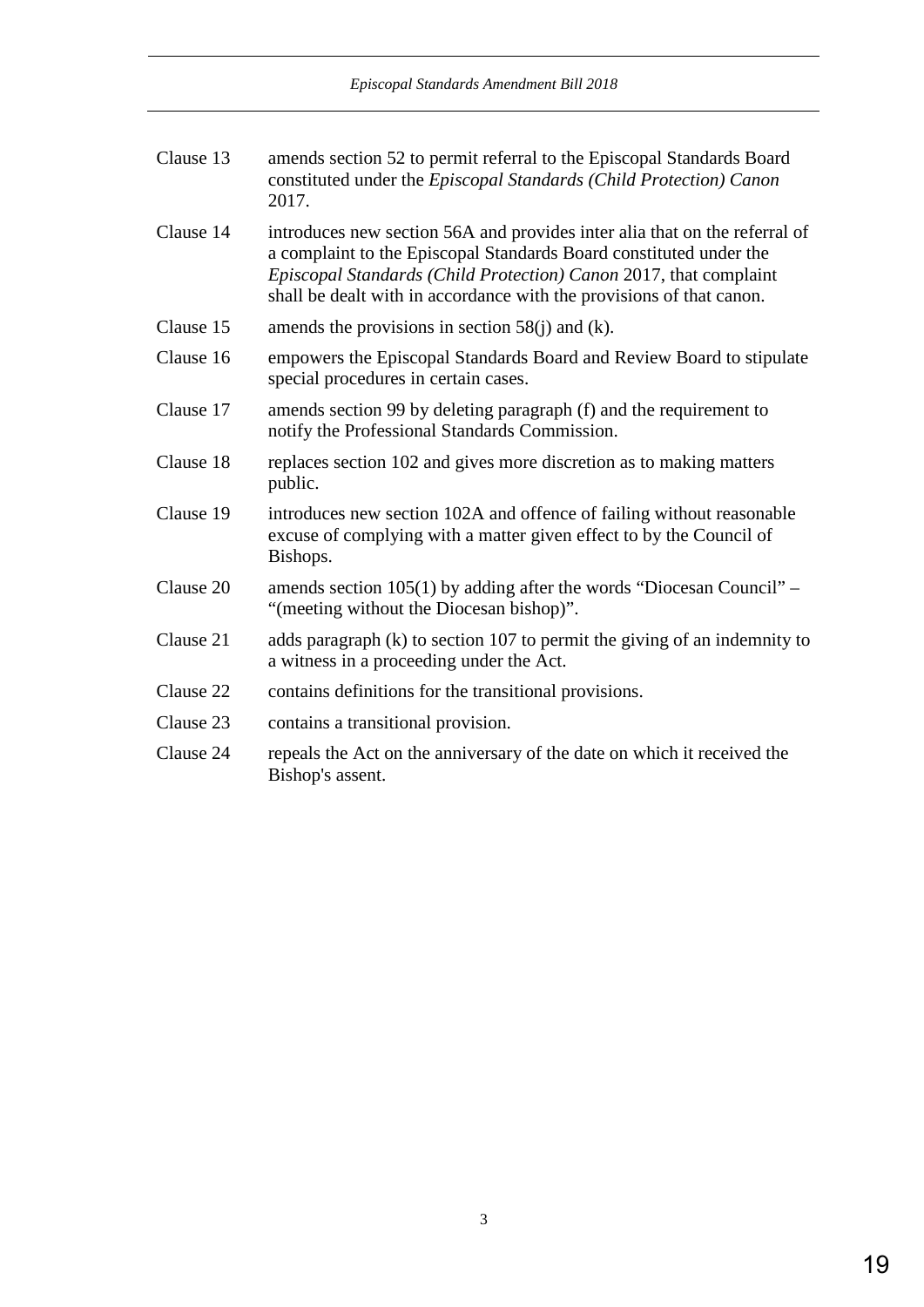Clause 13 amends section 52 to permit referral to the Episcopal Standards Board constituted under the *Episcopal Standards (Child Protection) Canon* 2017.

Clause 14 introduces new section 56A and provides inter alia that on the referral of a complaint to the Episcopal Standards Board constituted under the *Episcopal Standards (Child Protection) Canon* 2017, that complaint shall be dealt with in accordance with the provisions of that canon.

Clause 15 amends the provisions in section 58(j) and (k).

Clause 16 empowers the Episcopal Standards Board and Review Board to stipulate special procedures in certain cases.

Clause 17 amends section 99 by deleting paragraph (f) and the requirement to notify the Professional Standards Commission.

Clause 18 replaces section 102 and gives more discretion as to making matters public.

Clause 19 introduces new section 102A and offence of failing without reasonable excuse of complying with a matter given effect to by the Council of Bishops.

Clause 20 amends section 105(1) by adding after the words "Diocesan Council" – "(meeting without the Diocesan bishop)".

Clause 21 adds paragraph (k) to section 107 to permit the giving of an indemnity to a witness in a proceeding under the Act.

Clause 22 contains definitions for the transitional provisions.

Clause 23 contains a transitional provision.

Clause 24 repeals the Act on the anniversary of the date on which it received the Bishop's assent.